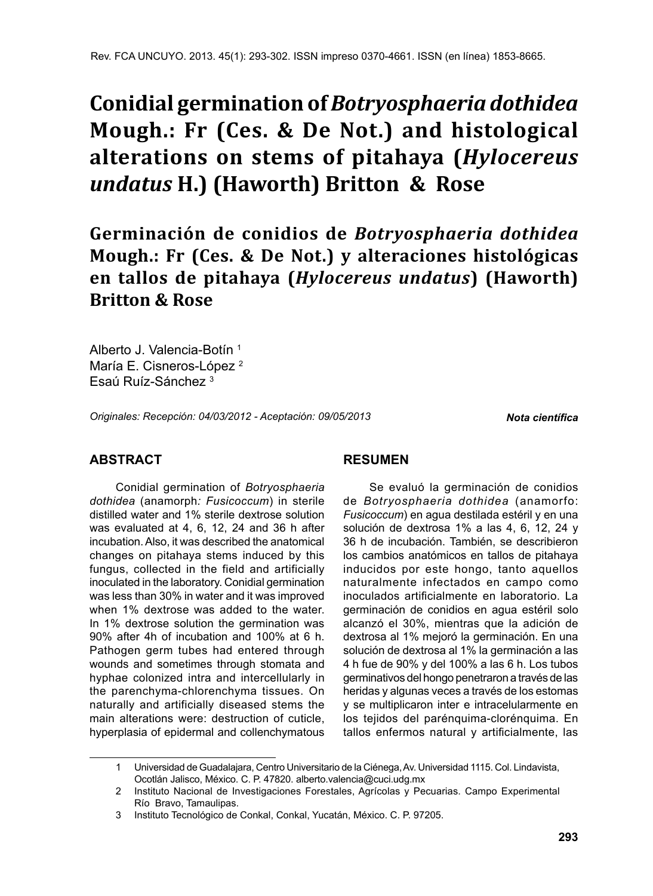# Conidial germination of *Botryosphaeria dothidea* Mough.: Fr (Ces. & De Not.) and histological alterations on stems of pitahaya (*Hylocereus undatus* H.) (Haworth) Britton & Rose

# Germinación de conidios de *Botryosphaeria dothidea* Mough.: Fr (Ces. & De Not.) y alteraciones histológicas en tallos de pitahaya (*Hylocereus undatus*) (Haworth) Britton & Rose

Alberto J. Valencia-Botín [1]
María E. Cisneros-López [2]
Esaú Ruíz-Sánchez [3]

*Originales: Recepción: 04/03/2012 - Aceptación: 09/05/2013*

***Nota científica***

## ABSTRACT

Conidial germination of *Botryosphaeria dothidea* (anamorph*: Fusicoccum*) in sterile distilled water and 1% sterile dextrose solution was evaluated at 4, 6, 12, 24 and 36 h after incubation. Also, it was described the anatomical changes on pitahaya stems induced by this fungus, collected in the field and artificially inoculated in the laboratory. Conidial germination was less than 30% in water and it was improved when 1% dextrose solution was added to the water. In 1% dextrose solution the germination was 90% after 4h of incubation and 100% at 6 h. Pathogen germ tubes had entered through wounds and sometimes through stomata and hyphae colonized intra and intercellularly in the parenchyma-chlorenchyma tissues. On naturally and artificially diseased stems the main alterations were: destruction of cuticle, hyperplasia of epidermal and collenchymatous

## RESUMEN

Se evaluó la germinación de conidios de *Botryosphaeria dothidea* (anamorfo: *Fusicoccum*) en agua destilada estéril y en una solución de dextrosa 1% a las 4, 6, 12, 24 y 36 h de incubación. También, se describieron los cambios anatómicos en tallos de pitahaya inducidos por este hongo, tanto aquellos naturalmente infectados en campo como inoculados artificialmente en laboratorio. La germinación de conidios en agua estéril solo alcanzó el 30%, mientras que la adición de dextrosa al 1% mejoró la germinación. En una solución de dextrosa al 1% la germinación a las 4 h fue de 90% y del 100% a las 6 h. Los tubos germinativos del hongo penetraron a través de las heridas y algunas veces a través de los estomas y se multiplicaron inter e intracelularmente en los tejidos del parénquima-clorénquima. En tallos enfermos natural y artificialmente, las

---

1 Universidad de Guadalajara, Centro Universitario de la Ciénega, Av. Universidad 1115. Col. Lindavista, Ocotlán Jalisco, México. C. P. 47820. alberto.valencia@cuci.udg.mx

2 Instituto Nacional de Investigaciones Forestales, Agrícolas y Pecuarias. Campo Experimental Río Bravo, Tamaulipas.

3 Instituto Tecnológico de Conkal, Conkal, Yucatán, México. C. P. 97205.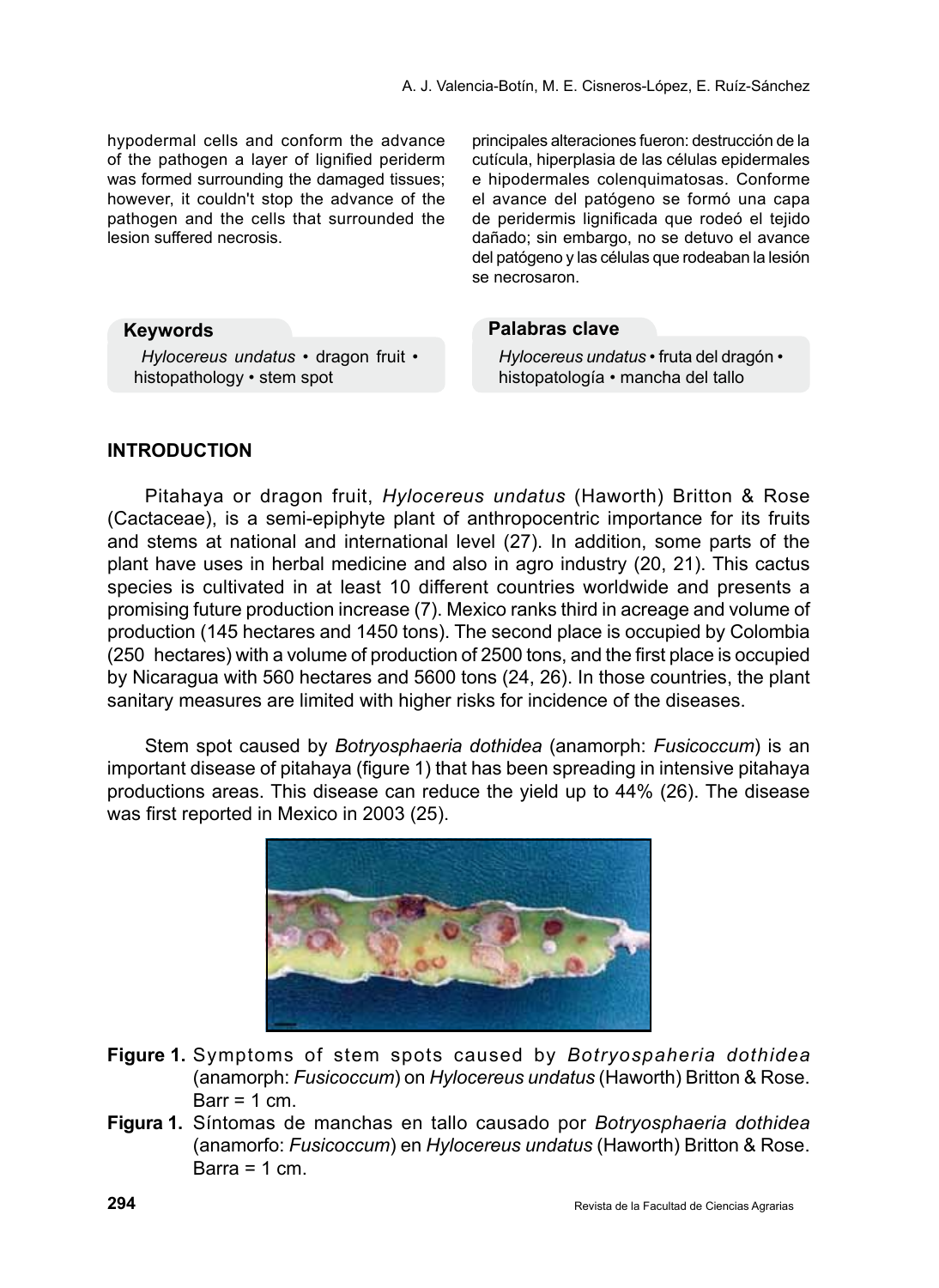hypodermal cells and conform the advance of the pathogen a layer of lignified periderm was formed surrounding the damaged tissues; however, it couldn't stop the advance of the pathogen and the cells that surrounded the lesion suffered necrosis.

principales alteraciones fueron: destrucción de la cutícula, hiperplasia de las células epidermales e hipodermales colenquimatosas. Conforme el avance del patógeno se formó una capa de peridermis lignificada que rodeó el tejido dañado; sin embargo, no se detuvo el avance del patógeno y las células que rodeaban la lesión se necrosaron.

**Keywords**

*Hylocereus undatus* • dragon fruit • histopathology • stem spot

**Palabras clave**

*Hylocereus undatus* • fruta del dragón • histopatología • mancha del tallo

## INTRODUCTION

Pitahaya or dragon fruit, *Hylocereus undatus* (Haworth) Britton & Rose (Cactaceae), is a semi-epiphyte plant of anthropocentric importance for its fruits and stems at national and international level (27). In addition, some parts of the plant have uses in herbal medicine and also in agro industry (20, 21). This cactus species is cultivated in at least 10 different countries worldwide and presents a promising future production increase (7). Mexico ranks third in acreage and volume of production (145 hectares and 1450 tons). The second place is occupied by Colombia (250 hectares) with a volume of production of 2500 tons, and the first place is occupied by Nicaragua with 560 hectares and 5600 tons (24, 26). In those countries, the plant sanitary measures are limited with higher risks for incidence of the diseases.

Stem spot caused by *Botryosphaeria dothidea* (anamorph: *Fusicoccum*) is an important disease of pitahaya (figure 1) that has been spreading in intensive pitahaya productions areas. This disease can reduce the yield up to 44% (26). The disease was first reported in Mexico in 2003 (25).

**Figure 1.** Symptoms of stem spots caused by *Botryospaheria dothidea* (anamorph: *Fusicoccum*) on *Hylocereus undatus* (Haworth) Britton & Rose. Barr = 1 cm.

**Figura 1.** Síntomas de manchas en tallo causado por *Botryosphaeria dothidea* (anamorfo: *Fusicoccum*) en *Hylocereus undatus* (Haworth) Britton & Rose. Barra = 1 cm.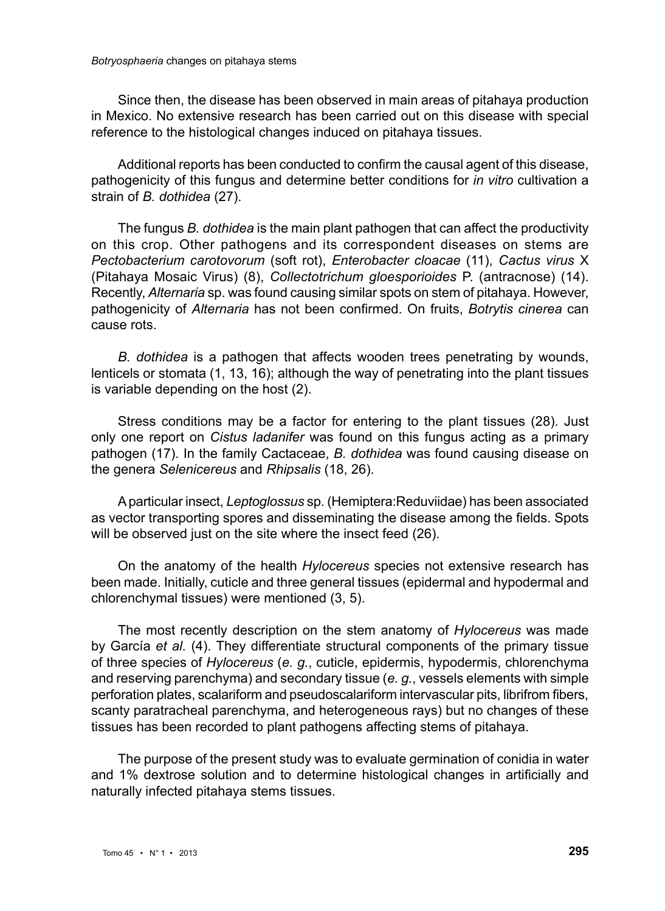Since then, the disease has been observed in main areas of pitahaya production in Mexico. No extensive research has been carried out on this disease with special reference to the histological changes induced on pitahaya tissues.

Additional reports has been conducted to confirm the causal agent of this disease, pathogenicity of this fungus and determine better conditions for *in vitro* cultivation a strain of *B. dothidea* (27).

The fungus *B. dothidea* is the main plant pathogen that can affect the productivity on this crop. Other pathogens and its correspondent diseases on stems are *Pectobacterium carotovorum* (soft rot), *Enterobacter cloacae* (11), *Cactus virus* X (Pitahaya Mosaic Virus) (8), *Collectotrichum gloesporioides* P. (antracnose) (14). Recently, *Alternaria* sp. was found causing similar spots on stem of pitahaya. However, pathogenicity of *Alternaria* has not been confirmed. On fruits, *Botrytis cinerea* can cause rots.

*B. dothidea* is a pathogen that affects wooden trees penetrating by wounds, lenticels or stomata (1, 13, 16); although the way of penetrating into the plant tissues is variable depending on the host (2).

Stress conditions may be a factor for entering to the plant tissues (28). Just only one report on *Cistus ladanifer* was found on this fungus acting as a primary pathogen (17). In the family Cactaceae, *B. dothidea* was found causing disease on the genera *Selenicereus* and *Rhipsalis* (18, 26).

A particular insect, *Leptoglossus* sp. (Hemiptera:Reduviidae) has been associated as vector transporting spores and disseminating the disease among the fields. Spots will be observed just on the site where the insect feed (26).

On the anatomy of the health *Hylocereus* species not extensive research has been made. Initially, cuticle and three general tissues (epidermal and hypodermal and chlorenchymal tissues) were mentioned (3, 5).

The most recently description on the stem anatomy of *Hylocereus* was made by García *et al.* (4). They differentiate structural components of the primary tissue of three species of *Hylocereus* (*e. g.*, cuticle, epidermis, hypodermis, chlorenchyma and reserving parenchyma) and secondary tissue (*e. g.*, vessels elements with simple perforation plates, scalariform and pseudoscalariform intervascular pits, librifrom fibers, scanty paratracheal parenchyma, and heterogeneous rays) but no changes of these tissues has been recorded to plant pathogens affecting stems of pitahaya.

The purpose of the present study was to evaluate germination of conidia in water and 1% dextrose solution and to determine histological changes in artificially and naturally infected pitahaya stems tissues.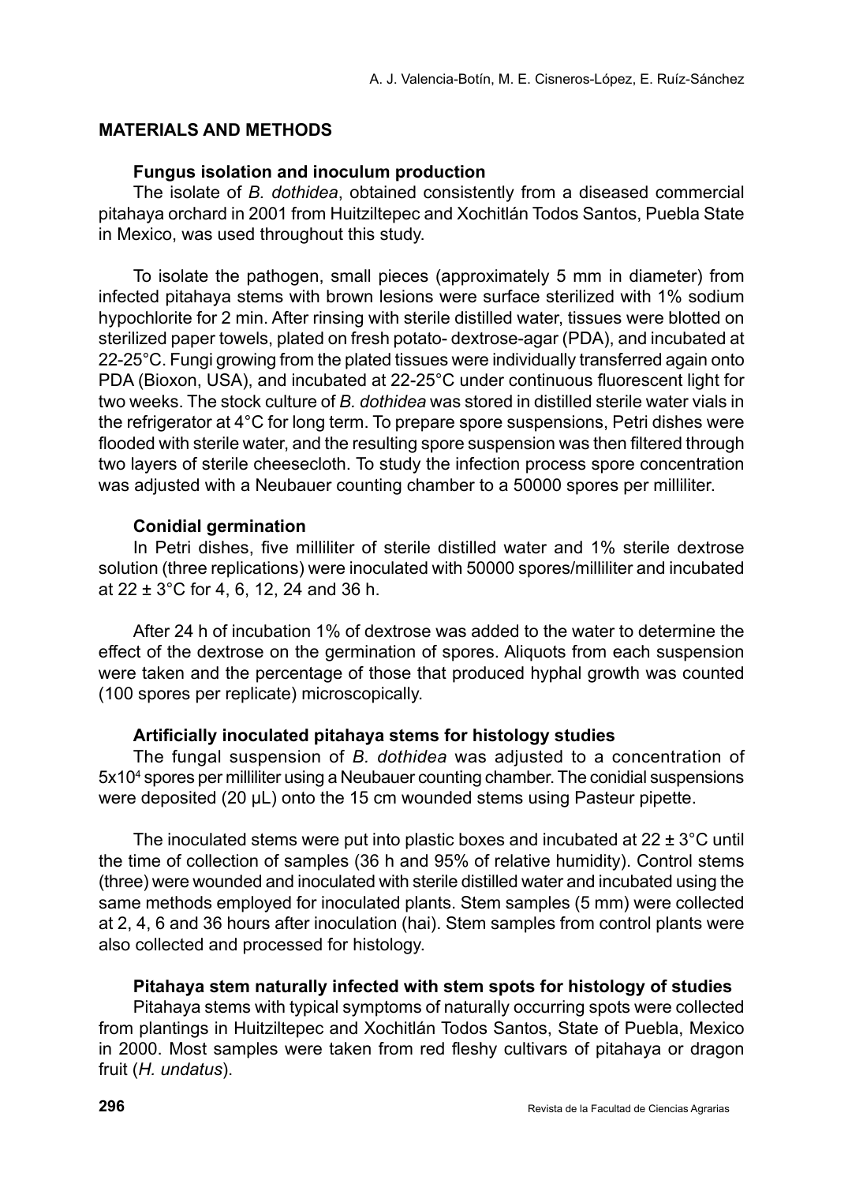## MATERIALS AND METHODS

### Fungus isolation and inoculum production

The isolate of *B. dothidea*, obtained consistently from a diseased commercial pitahaya orchard in 2001 from Huitziltepec and Xochitlán Todos Santos, Puebla State in Mexico, was used throughout this study.

To isolate the pathogen, small pieces (approximately 5 mm in diameter) from infected pitahaya stems with brown lesions were surface sterilized with 1% sodium hypochlorite for 2 min. After rinsing with sterile distilled water, tissues were blotted on sterilized paper towels, plated on fresh potato- dextrose-agar (PDA), and incubated at 22-25°C. Fungi growing from the plated tissues were individually transferred again onto PDA (Bioxon, USA), and incubated at 22-25°C under continuous fluorescent light for two weeks. The stock culture of *B. dothidea* was stored in distilled sterile water vials in the refrigerator at 4°C for long term. To prepare spore suspensions, Petri dishes were flooded with sterile water, and the resulting spore suspension was then filtered through two layers of sterile cheesecloth. To study the infection process spore concentration was adjusted with a Neubauer counting chamber to a 50000 spores per milliliter.

### Conidial germination

In Petri dishes, five milliliter of sterile distilled water and 1% sterile dextrose solution (three replications) were inoculated with 50000 spores/milliliter and incubated at 22 ± 3°C for 4, 6, 12, 24 and 36 h.

After 24 h of incubation 1% of dextrose was added to the water to determine the effect of the dextrose on the germination of spores. Aliquots from each suspension were taken and the percentage of those that produced hyphal growth was counted (100 spores per replicate) microscopically.

### Artificially inoculated pitahaya stems for histology studies

The fungal suspension of *B. dothidea* was adjusted to a concentration of $5 \times 10^4$ spores per milliliter using a Neubauer counting chamber. The conidial suspensions were deposited (20 μL) onto the 15 cm wounded stems using Pasteur pipette.

The inoculated stems were put into plastic boxes and incubated at 22 ± 3°C until the time of collection of samples (36 h and 95% of relative humidity). Control stems (three) were wounded and inoculated with sterile distilled water and incubated using the same methods employed for inoculated plants. Stem samples (5 mm) were collected at 2, 4, 6 and 36 hours after inoculation (hai). Stem samples from control plants were also collected and processed for histology.

### Pitahaya stem naturally infected with stem spots for histology of studies

Pitahaya stems with typical symptoms of naturally occurring spots were collected from plantings in Huitziltepec and Xochitlán Todos Santos, State of Puebla, Mexico in 2000. Most samples were taken from red fleshy cultivars of pitahaya or dragon fruit (*H. undatus*).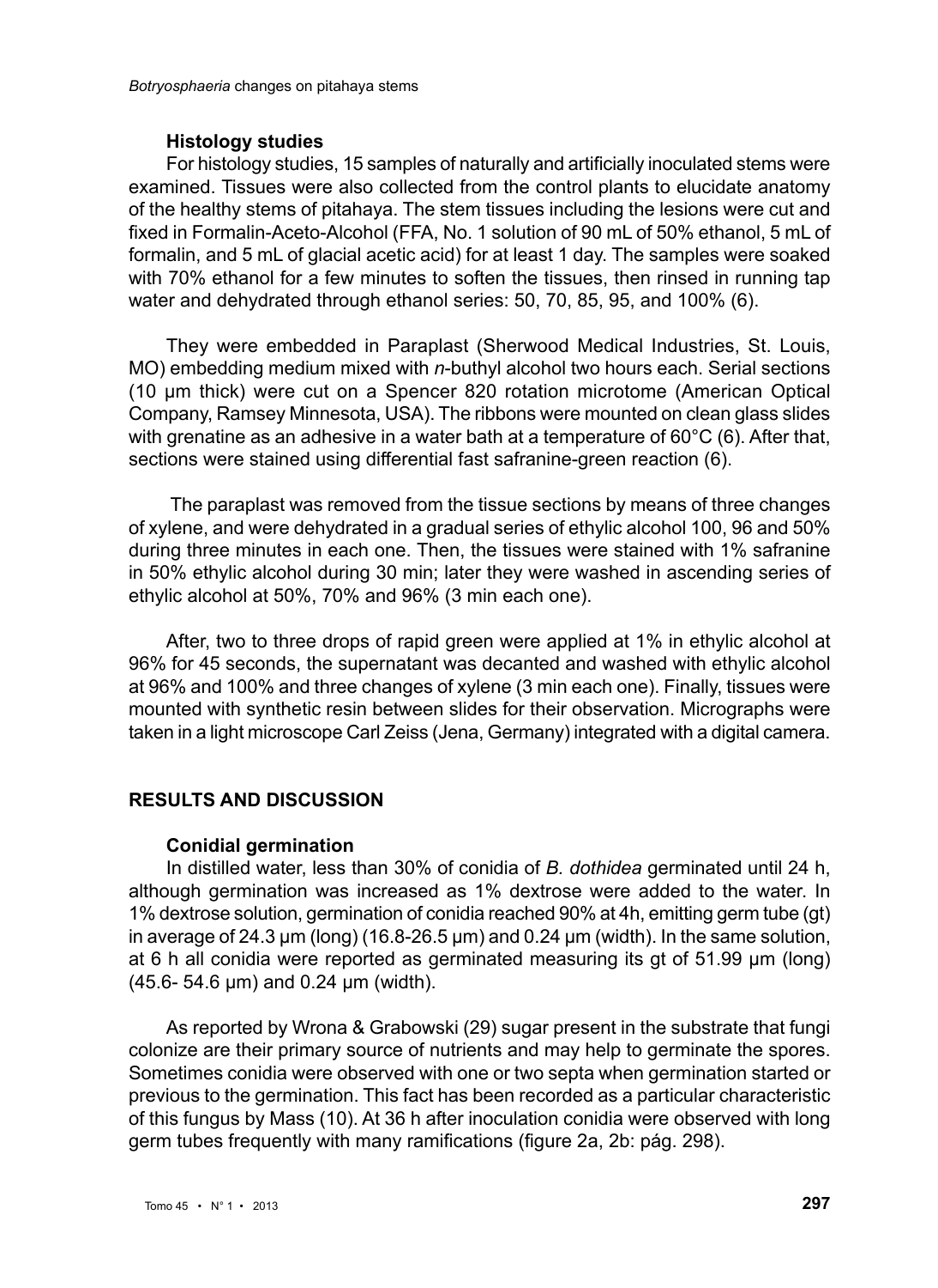### Histology studies

For histology studies, 15 samples of naturally and artificially inoculated stems were examined. Tissues were also collected from the control plants to elucidate anatomy of the healthy stems of pitahaya. The stem tissues including the lesions were cut and fixed in Formalin-Aceto-Alcohol (FFA, No. 1 solution of 90 mL of 50% ethanol, 5 mL of formalin, and 5 mL of glacial acetic acid) for at least 1 day. The samples were soaked with 70% ethanol for a few minutes to soften the tissues, then rinsed in running tap water and dehydrated through ethanol series: 50, 70, 85, 95, and 100% (6).

They were embedded in Paraplast (Sherwood Medical Industries, St. Louis, MO) embedding medium mixed with *n*-buthyl alcohol two hours each. Serial sections (10 μm thick) were cut on a Spencer 820 rotation microtome (American Optical Company, Ramsey Minnesota, USA). The ribbons were mounted on clean glass slides with grenatine as an adhesive in a water bath at a temperature of 60°C (6). After that, sections were stained using differential fast safranine-green reaction (6).

The paraplast was removed from the tissue sections by means of three changes of xylene, and were dehydrated in a gradual series of ethylic alcohol 100, 96 and 50% during three minutes in each one. Then, the tissues were stained with 1% safranine in 50% ethylic alcohol during 30 min; later they were washed in ascending series of ethylic alcohol at 50%, 70% and 96% (3 min each one).

After, two to three drops of rapid green were applied at 1% in ethylic alcohol at 96% for 45 seconds, the supernatant was decanted and washed with ethylic alcohol at 96% and 100% and three changes of xylene (3 min each one). Finally, tissues were mounted with synthetic resin between slides for their observation. Micrographs were taken in a light microscope Carl Zeiss (Jena, Germany) integrated with a digital camera.

## RESULTS AND DISCUSSION

### Conidial germination

In distilled water, less than 30% of conidia of *B. dothidea* germinated until 24 h, although germination was increased as 1% dextrose were added to the water. In 1% dextrose solution, germination of conidia reached 90% at 4h, emitting germ tube (gt) in average of 24.3 μm (long) (16.8-26.5 μm) and 0.24 μm (width). In the same solution, at 6 h all conidia were reported as germinated measuring its gt of 51.99 μm (long) (45.6- 54.6 μm) and 0.24 μm (width).

As reported by Wrona & Grabowski (29) sugar present in the substrate that fungi colonize are their primary source of nutrients and may help to germinate the spores. Sometimes conidia were observed with one or two septa when germination started or previous to the germination. This fact has been recorded as a particular characteristic of this fungus by Mass (10). At 36 h after inoculation conidia were observed with long germ tubes frequently with many ramifications (figure 2a, 2b: pág. 298).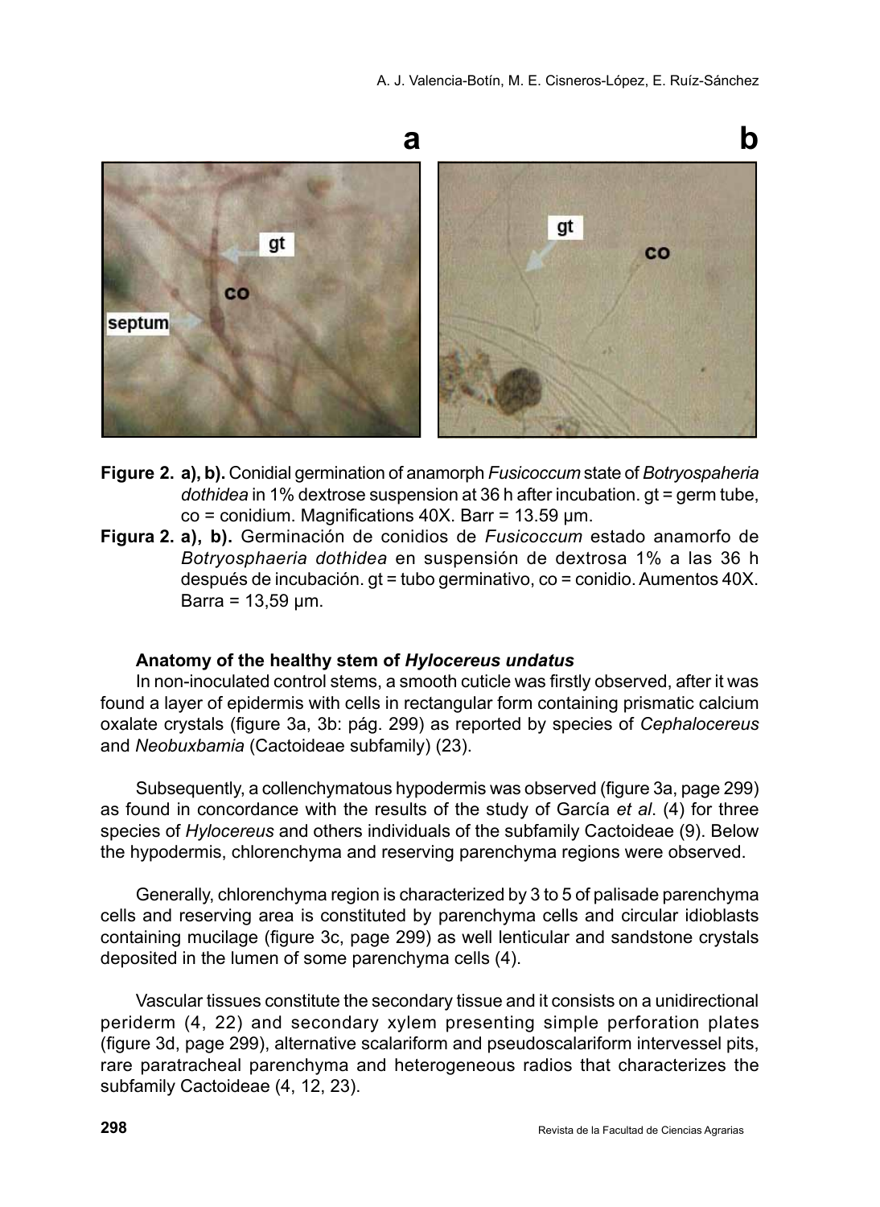**Figure 2. a), b).** Conidial germination of anamorph *Fusicoccum* state of *Botryospaheria dothidea* in 1% dextrose suspension at 36 h after incubation. gt = germ tube, co = conidium. Magnifications 40X. Barr = 13.59 µm.

**Figura 2. a), b).** Germinación de conidios de *Fusicoccum* estado anamorfo de *Botryosphaeria dothidea* en suspensión de dextrosa 1% a las 36 h después de incubación. gt = tubo germinativo, co = conidio. Aumentos 40X. Barra = 13,59 µm.

### Anatomy of the healthy stem of *Hylocereus undatus*

In non-inoculated control stems, a smooth cuticle was firstly observed, after it was found a layer of epidermis with cells in rectangular form containing prismatic calcium oxalate crystals (figure 3a, 3b: pág. 299) as reported by species of *Cephalocereus* and *Neobuxbamia* (Cactoideae subfamily) (23).

Subsequently, a collenchymatous hypodermis was observed (figure 3a, page 299) as found in concordance with the results of the study of García *et al*. (4) for three species of *Hylocereus* and others individuals of the subfamily Cactoideae (9). Below the hypodermis, chlorenchyma and reserving parenchyma regions were observed.

Generally, chlorenchyma region is characterized by 3 to 5 of palisade parenchyma cells and reserving area is constituted by parenchyma cells and circular idioblasts containing mucilage (figure 3c, page 299) as well lenticular and sandstone crystals deposited in the lumen of some parenchyma cells (4).

Vascular tissues constitute the secondary tissue and it consists on a unidirectional periderm (4, 22) and secondary xylem presenting simple perforation plates (figure 3d, page 299), alternative scalariform and pseudoscalariform intervessel pits, rare paratracheal parenchyma and heterogeneous radios that characterizes the subfamily Cactoideae (4, 12, 23).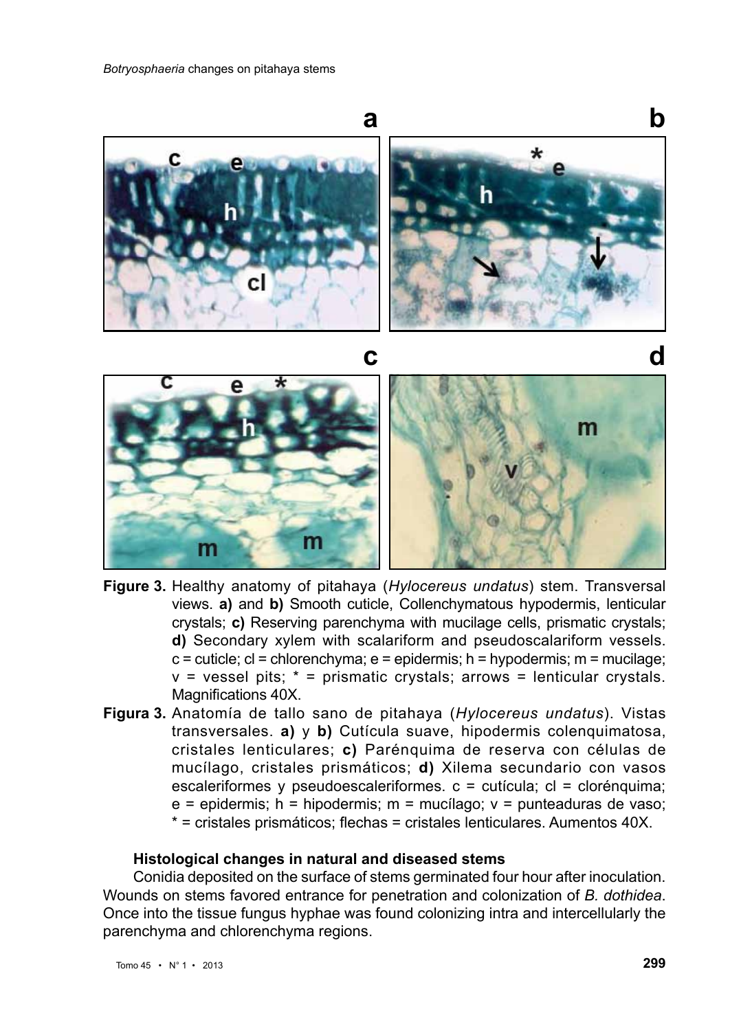**Figure 3.** Healthy anatomy of pitahaya (*Hylocereus undatus*) stem. Transversal views. **a)** and **b)** Smooth cuticle, Collenchymatous hypodermis, lenticular crystals; **c)** Reserving parenchyma with mucilage cells, prismatic crystals; **d)** Secondary xylem with scalariform and pseudoscalariform vessels. c = cuticle; cl = chlorenchyma; e = epidermis; h = hypodermis; m = mucilage; v = vessel pits; * = prismatic crystals; arrows = lenticular crystals. Magnifications 40X.

**Figura 3.** Anatomía de tallo sano de pitahaya (*Hylocereus undatus*). Vistas transversales. **a)** y **b)** Cutícula suave, hipodermis colenquimatosa, cristales lenticulares; **c)** Parénquima de reserva con células de mucílago, cristales prismáticos; **d)** Xilema secundario con vasos escaleriformes y pseudoescaleriformes. c = cutícula; cl = clorénquima; e = epidermis; h = hipodermis; m = mucílago; v = punteaduras de vaso; * = cristales prismáticos; flechas = cristales lenticulares. Aumentos 40X.

### Histological changes in natural and diseased stems

Conidia deposited on the surface of stems germinated four hour after inoculation. Wounds on stems favored entrance for penetration and colonization of *B. dothidea*. Once into the tissue fungus hyphae was found colonizing intra and intercellularly the parenchyma and chlorenchyma regions.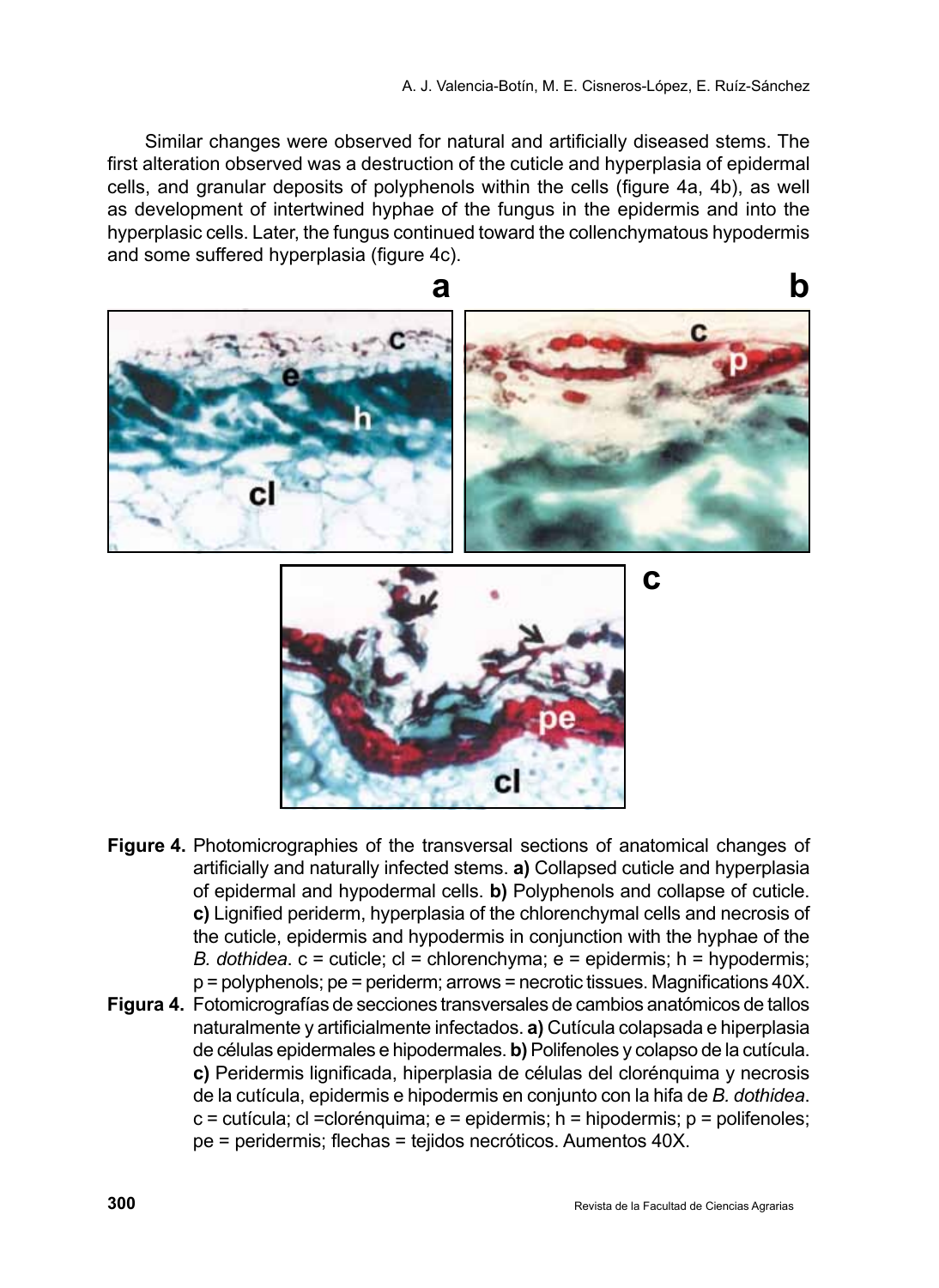Similar changes were observed for natural and artificially diseased stems. The first alteration observed was a destruction of the cuticle and hyperplasia of epidermal cells, and granular deposits of polyphenols within the cells (figure 4a, 4b), as well as development of intertwined hyphae of the fungus in the epidermis and into the hyperplasic cells. Later, the fungus continued toward the collenchymatous hypodermis and some suffered hyperplasia (figure 4c).

**Figure 4.** Photomicrographies of the transversal sections of anatomical changes of artificially and naturally infected stems. **a)** Collapsed cuticle and hyperplasia of epidermal and hypodermal cells. **b)** Polyphenols and collapse of cuticle. **c)** Lignified periderm, hyperplasia of the chlorenchymal cells and necrosis of the cuticle, epidermis and hypodermis in conjunction with the hyphae of the *B. dothidea*. c = cuticle; cl = chlorenchyma; e = epidermis; h = hypodermis; p = polyphenols; pe = periderm; arrows = necrotic tissues. Magnifications 40X.

**Figura 4.** Fotomicrografías de secciones transversales de cambios anatómicos de tallos naturalmente y artificialmente infectados. **a)** Cutícula colapsada e hiperplasia de células epidermales e hipodermales. **b)** Polifenoles y colapso de la cutícula. **c)** Peridermis lignificada, hiperplasia de células del clorénquima y necrosis de la cutícula, epidermis e hipodermis en conjunto con la hifa de *B. dothidea*. c = cutícula; cl =clorénquima; e = epidermis; h = hipodermis; p = polifenoles; pe = peridermis; flechas = tejidos necróticos. Aumentos 40X.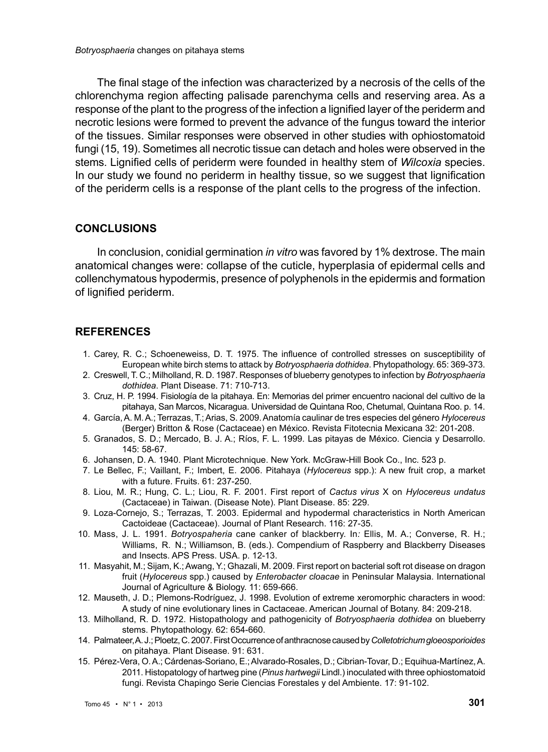The final stage of the infection was characterized by a necrosis of the cells of the chlorenchyma region affecting palisade parenchyma cells and reserving area. As a response of the plant to the progress of the infection a lignified layer of the periderm and necrotic lesions were formed to prevent the advance of the fungus toward the interior of the tissues. Similar responses were observed in other studies with ophiostomatoid fungi (15, 19). Sometimes all necrotic tissue can detach and holes were observed in the stems. Lignified cells of periderm were founded in healthy stem of *Wilcoxia* species. In our study we found no periderm in healthy tissue, so we suggest that lignification of the periderm cells is a response of the plant cells to the progress of the infection.

## CONCLUSIONS

In conclusion, conidial germination *in vitro* was favored by 1% dextrose. The main anatomical changes were: collapse of the cuticle, hyperplasia of epidermal cells and collenchymatous hypodermis, presence of polyphenols in the epidermis and formation of lignified periderm.

## REFERENCES

1. Carey, R. C.; Schoeneweiss, D. T. 1975. The influence of controlled stresses on susceptibility of European white birch stems to attack by *Botryosphaeria dothidea*. Phytopathology. 65: 369-373.
2. Creswell, T. C.; Milholland, R. D. 1987. Responses of blueberry genotypes to infection by *Botryosphaeria dothidea*. Plant Disease. 71: 710-713.
3. Cruz, H. P. 1994. Fisiología de la pitahaya. En: Memorias del primer encuentro nacional del cultivo de la pitahaya, San Marcos, Nicaragua. Universidad de Quintana Roo, Chetumal, Quintana Roo. p. 14.
4. García, A. M. A.; Terrazas, T.; Arias, S. 2009. Anatomía caulinar de tres especies del género *Hylocereus* (Berger) Britton & Rose (Cactaceae) en México. Revista Fitotecnia Mexicana 32: 201-208.
5. Granados, S. D.; Mercado, B. J. A.; Ríos, F. L. 1999. Las pitayas de México. Ciencia y Desarrollo. 145: 58-67.
6. Johansen, D. A. 1940. Plant Microtechnique. New York. McGraw-Hill Book Co., Inc. 523 p.
7. Le Bellec, F.; Vaillant, F.; Imbert, E. 2006. Pitahaya (*Hylocereus* spp.): A new fruit crop, a market with a future. Fruits. 61: 237-250.
8. Liou, M. R.; Hung, C. L.; Liou, R. F. 2001. First report of *Cactus virus* X on *Hylocereus undatus* (Cactaceae) in Taiwan. (Disease Note). Plant Disease. 85: 229.
9. Loza-Cornejo, S.; Terrazas, T. 2003. Epidermal and hypodermal characteristics in North American Cactoideae (Cactaceae). Journal of Plant Research. 116: 27-35.
10. Mass, J. L. 1991. *Botryospaheria* cane canker of blackberry. In: Ellis, M. A.; Converse, R. H.; Williams, R. N.; Williamson, B. (eds.). Compendium of Raspberry and Blackberry Diseases and Insects. APS Press. USA. p. 12-13.
11. Masyahit, M.; Sijam, K.; Awang, Y.; Ghazali, M. 2009. First report on bacterial soft rot disease on dragon fruit (*Hylocereus* spp.) caused by *Enterobacter cloacae* in Peninsular Malaysia. International Journal of Agriculture & Biology. 11: 659-666.
12. Mauseth, J. D.; Plemons-Rodríguez, J. 1998. Evolution of extreme xeromorphic characters in wood: A study of nine evolutionary lines in Cactaceae. American Journal of Botany. 84: 209-218.
13. Milholland, R. D. 1972. Histopathology and pathogenicity of *Botryosphaeria dothidea* on blueberry stems. Phytopathology. 62: 654-660.
14. Palmateer, A. J.; Ploetz, C. 2007. First Occurrence of anthracnose caused by *Colletotrichum gloeosporioides* on pitahaya. Plant Disease. 91: 631.
15. Pérez-Vera, O. A.; Cárdenas-Soriano, E.; Alvarado-Rosales, D.; Cibrian-Tovar, D.; Equihua-Martínez, A. 2011. Histopatology of hartweg pine (*Pinus hartwegii* Lindl.) inoculated with three ophiostomatoid fungi. Revista Chapingo Serie Ciencias Forestales y del Ambiente. 17: 91-102.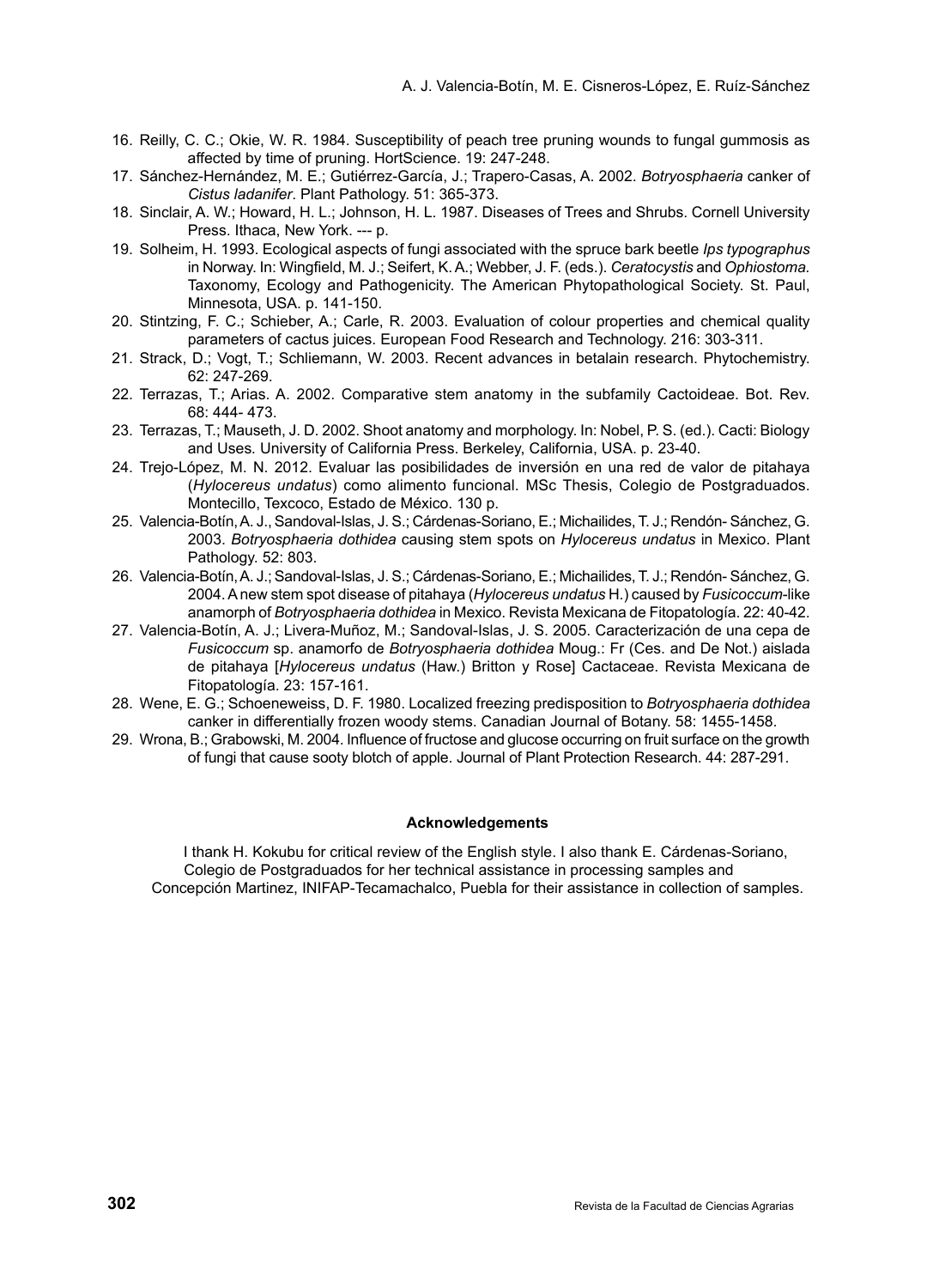16. Reilly, C. C.; Okie, W. R. 1984. Susceptibility of peach tree pruning wounds to fungal gummosis as affected by time of pruning. HortScience. 19: 247-248.
17. Sánchez-Hernández, M. E.; Gutiérrez-García, J.; Trapero-Casas, A. 2002. *Botryosphaeria* canker of *Cistus ladanifer*. Plant Pathology. 51: 365-373.
18. Sinclair, A. W.; Howard, H. L.; Johnson, H. L. 1987. Diseases of Trees and Shrubs. Cornell University Press. Ithaca, New York. --- p.
19. Solheim, H. 1993. Ecological aspects of fungi associated with the spruce bark beetle *Ips typographus* in Norway. In: Wingfield, M. J.; Seifert, K. A.; Webber, J. F. (eds.). *Ceratocystis* and *Ophiostoma.* Taxonomy, Ecology and Pathogenicity. The American Phytopathological Society. St. Paul, Minnesota, USA. p. 141-150.
20. Stintzing, F. C.; Schieber, A.; Carle, R. 2003. Evaluation of colour properties and chemical quality parameters of cactus juices. European Food Research and Technology. 216: 303-311.
21. Strack, D.; Vogt, T.; Schliemann, W. 2003. Recent advances in betalain research. Phytochemistry. 62: 247-269.
22. Terrazas, T.; Arias. A. 2002. Comparative stem anatomy in the subfamily Cactoideae. Bot. Rev. 68: 444- 473.
23. Terrazas, T.; Mauseth, J. D. 2002. Shoot anatomy and morphology. In: Nobel, P. S. (ed.). Cacti: Biology and Uses. University of California Press. Berkeley, California, USA. p. 23-40.
24. Trejo-López, M. N. 2012. Evaluar las posibilidades de inversión en una red de valor de pitahaya (*Hylocereus undatus*) como alimento funcional. MSc Thesis, Colegio de Postgraduados. Montecillo, Texcoco, Estado de México. 130 p.
25. Valencia-Botín, A. J., Sandoval-Islas, J. S.; Cárdenas-Soriano, E.; Michailides, T. J.; Rendón- Sánchez, G. 2003. *Botryosphaeria dothidea* causing stem spots on *Hylocereus undatus* in Mexico. Plant Pathology. 52: 803.
26. Valencia-Botín, A. J.; Sandoval-Islas, J. S.; Cárdenas-Soriano, E.; Michailides, T. J.; Rendón- Sánchez, G. 2004. A new stem spot disease of pitahaya (*Hylocereus undatus* H.) caused by *Fusicoccum*-like anamorph of *Botryosphaeria dothidea* in Mexico. Revista Mexicana de Fitopatología. 22: 40-42.
27. Valencia-Botín, A. J.; Livera-Muñoz, M.; Sandoval-Islas, J. S. 2005. Caracterización de una cepa de *Fusicoccum* sp. anamorfo de *Botryosphaeria dothidea* Moug.: Fr (Ces. and De Not.) aislada de pitahaya [*Hylocereus undatus* (Haw.) Britton y Rose] Cactaceae. Revista Mexicana de Fitopatología. 23: 157-161.
28. Wene, E. G.; Schoeneweiss, D. F. 1980. Localized freezing predisposition to *Botryosphaeria dothidea* canker in differentially frozen woody stems. Canadian Journal of Botany. 58: 1455-1458.
29. Wrona, B.; Grabowski, M. 2004. Influence of fructose and glucose occurring on fruit surface on the growth of fungi that cause sooty blotch of apple. Journal of Plant Protection Research. 44: 287-291.

**Acknowledgements**

I thank H. Kokubu for critical review of the English style. I also thank E. Cárdenas-Soriano, Colegio de Postgraduados for her technical assistance in processing samples and Concepción Martinez, INIFAP-Tecamachalco, Puebla for their assistance in collection of samples.